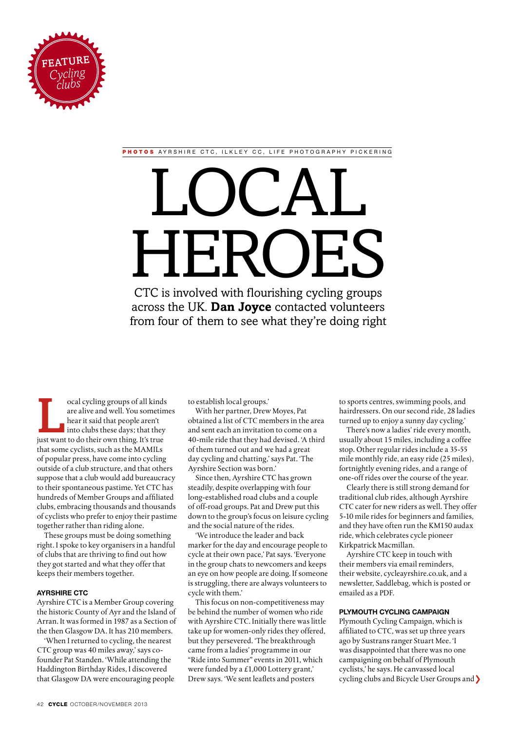FEATURE *Cycling clubs*

**PHOTOS** AYRSHIRE CTC, ILKLEY CC, LIFE PHOTOGRAPHY PICKERING

# LOCAL HEROES

CTC is involved with flourishing cycling groups across the UK. **Dan Joyce** contacted volunteers from four of them to see what they're doing right

Local cycling groups of all kinds are alive and well. You sometimes hear it said that people aren't into clubs these days; that they just want to do their own thing. It's true that some cyclists, such as the MAMILs of popular press, have come into cycling outside of a club structure, and that others suppose that a club would add bureaucracy to their spontaneous pastime. Yet CTC has hundreds of Member Groups and affiliated clubs, embracing thousands and thousands of cyclists who prefer to enjoy their pastime together rather than riding alone.

These groups must be doing something right. I spoke to key organisers in a handful of clubs that are thriving to find out how they got started and what they offer that keeps their members together.

## AYRSHIRE CTC

Ayrshire CTC is a Member Group covering the historic County of Ayr and the Island of Arran. It was formed in 1987 as a Section of the then Glasgow DA. It has 210 members.

'When I returned to cycling, the nearest CTC group was 40 miles away,' says co-founder Pat Standen. 'While attending the Haddington Birthday Rides, I discovered that Glasgow DA were encouraging people to establish local groups.'

With her partner, Drew Moyes, Pat obtained a list of CTC members in the area and sent each an invitation to come on a 40-mile ride that they had devised. 'A third of them turned out and we had a great day cycling and chatting,' says Pat. 'The Ayrshire Section was born.'

Since then, Ayrshire CTC has grown steadily, despite overlapping with four long-established road clubs and a couple of off-road groups. Pat and Drew put this down to the group's focus on leisure cycling and the social nature of the rides.

'We introduce the leader and back marker for the day and encourage people to cycle at their own pace,' Pat says. 'Everyone in the group chats to newcomers and keeps an eye on how people are doing. If someone is struggling, there are always volunteers to cycle with them.'

This focus on non-competitiveness may be behind the number of women who ride with Ayrshire CTC. Initially there was little take up for women-only rides they offered, but they persevered. 'The breakthrough came from a ladies' programme in our "Ride into Summer" events in 2011, which were funded by a £1,000 Lottery grant,' Drew says. 'We sent leaflets and posters to sports centres, swimming pools, and hairdressers. On our second ride, 28 ladies turned up to enjoy a sunny day cycling.'

There's now a ladies' ride every month, usually about 15 miles, including a coffee stop. Other regular rides include a 35-55 mile monthly ride, an easy ride (25 miles), fortnightly evening rides, and a range of one-off rides over the course of the year.

Clearly there is still strong demand for traditional club rides, although Ayrshire CTC cater for new riders as well. They offer 5-10 mile rides for beginners and families, and they have often run the KM150 audax ride, which celebrates cycle pioneer Kirkpatrick Macmillan.

Ayrshire CTC keep in touch with their members via email reminders, their website, cycleayrshire.co.uk, and a newsletter, Saddlebag, which is posted or emailed as a PDF.

## PLYMOUTH CYCLING CAMPAIGN

Plymouth Cycling Campaign, which is affiliated to CTC, was set up three years ago by Sustrans ranger Stuart Mee. 'I was disappointed that there was no one campaigning on behalf of Plymouth cyclists,' he says. He canvassed local cycling clubs and Bicycle User Groups and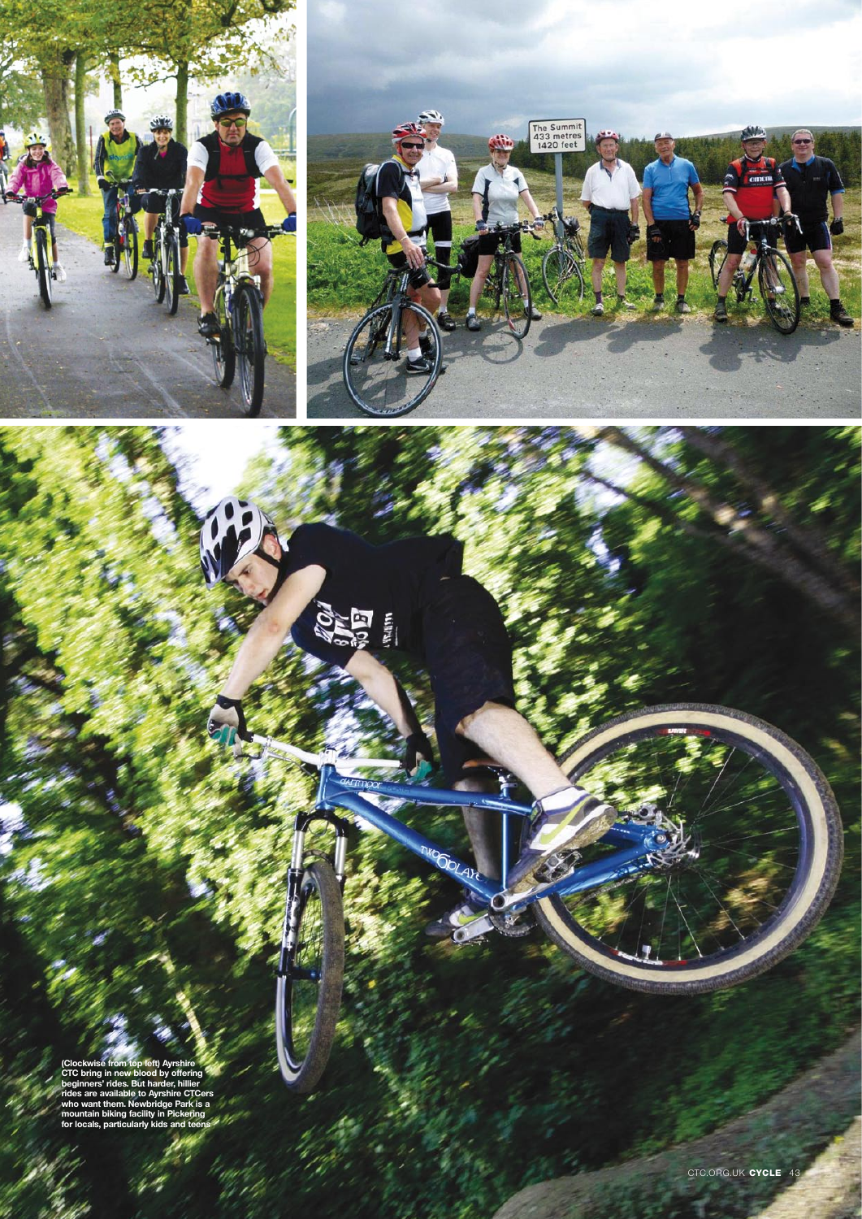(Clockwise from top left) Ayrshire CTC bring in new blood by offering beginners' rides. But harder, hillier rides are available to Ayrshire CTCers who want them. Newbridge Park is a mountain biking facility in Pickering for locals, particularly kids and teens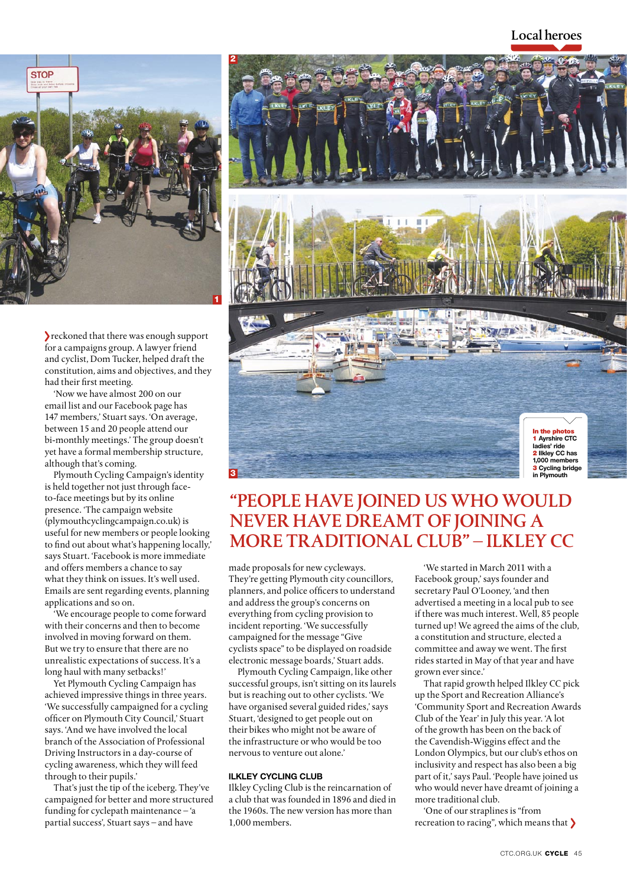reckoned that there was enough support for a campaigns group. A lawyer friend and cyclist, Dom Tucker, helped draft the constitution, aims and objectives, and they had their first meeting.

'Now we have almost 200 on our email list and our Facebook page has 147 members,' Stuart says. 'On average, between 15 and 20 people attend our bi-monthly meetings.' The group doesn't yet have a formal membership structure, although that's coming.

Plymouth Cycling Campaign's identity is held together not just through face-to-face meetings but by its online presence. 'The campaign website (plymouthcyclingcampaign.co.uk) is useful for new members or people looking to find out about what's happening locally,' says Stuart. 'Facebook is more immediate and offers members a chance to say what they think on issues. It's well used. Emails are sent regarding events, planning applications and so on.

'We encourage people to come forward with their concerns and then to become involved in moving forward on them. But we try to ensure that there are no unrealistic expectations of success. It's a long haul with many setbacks!'

Yet Plymouth Cycling Campaign has achieved impressive things in three years. 'We successfully campaigned for a cycling officer on Plymouth City Council,' Stuart says. 'And we have involved the local branch of the Association of Professional Driving Instructors in a day-course of cycling awareness, which they will feed through to their pupils.'

That's just the tip of the iceberg. They've campaigned for better and more structured funding for cyclepath maintenance – 'a partial success', Stuart says – and have made proposals for new cycleways. They're getting Plymouth city councillors, planners, and police officers to understand and address the group's concerns on everything from cycling provision to incident reporting. 'We successfully campaigned for the message "Give cyclists space" to be displayed on roadside electronic message boards,' Stuart adds.

Plymouth Cycling Campaign, like other successful groups, isn't sitting on its laurels but is reaching out to other cyclists. 'We have organised several guided rides,' says Stuart, 'designed to get people out on their bikes who might not be aware of the infrastructure or who would be too nervous to venture out alone.'

In the photos
1 Ayrshire CTC ladies' ride
2 Ilkley CC has 1,000 members
3 Cycling bridge in Plymouth

## "PEOPLE HAVE JOINED US WHO WOULD NEVER HAVE DREAMT OF JOINING A MORE TRADITIONAL CLUB" – ILKLEY CC

### ILKLEY CYCLING CLUB

Ilkley Cycling Club is the reincarnation of a club that was founded in 1896 and died in the 1960s. The new version has more than 1,000 members.

'We started in March 2011 with a Facebook group,' says founder and secretary Paul O'Looney, 'and then advertised a meeting in a local pub to see if there was much interest. Well, 85 people turned up! We agreed the aims of the club, a constitution and structure, elected a committee and away we went. The first rides started in May of that year and have grown ever since.'

That rapid growth helped Ilkley CC pick up the Sport and Recreation Alliance's 'Community Sport and Recreation Awards Club of the Year' in July this year. 'A lot of the growth has been on the back of the Cavendish-Wiggins effect and the London Olympics, but our club's ethos on inclusivity and respect has also been a big part of it,' says Paul. 'People have joined us who would never have dreamt of joining a more traditional club.

'One of our straplines is "from recreation to racing", which means that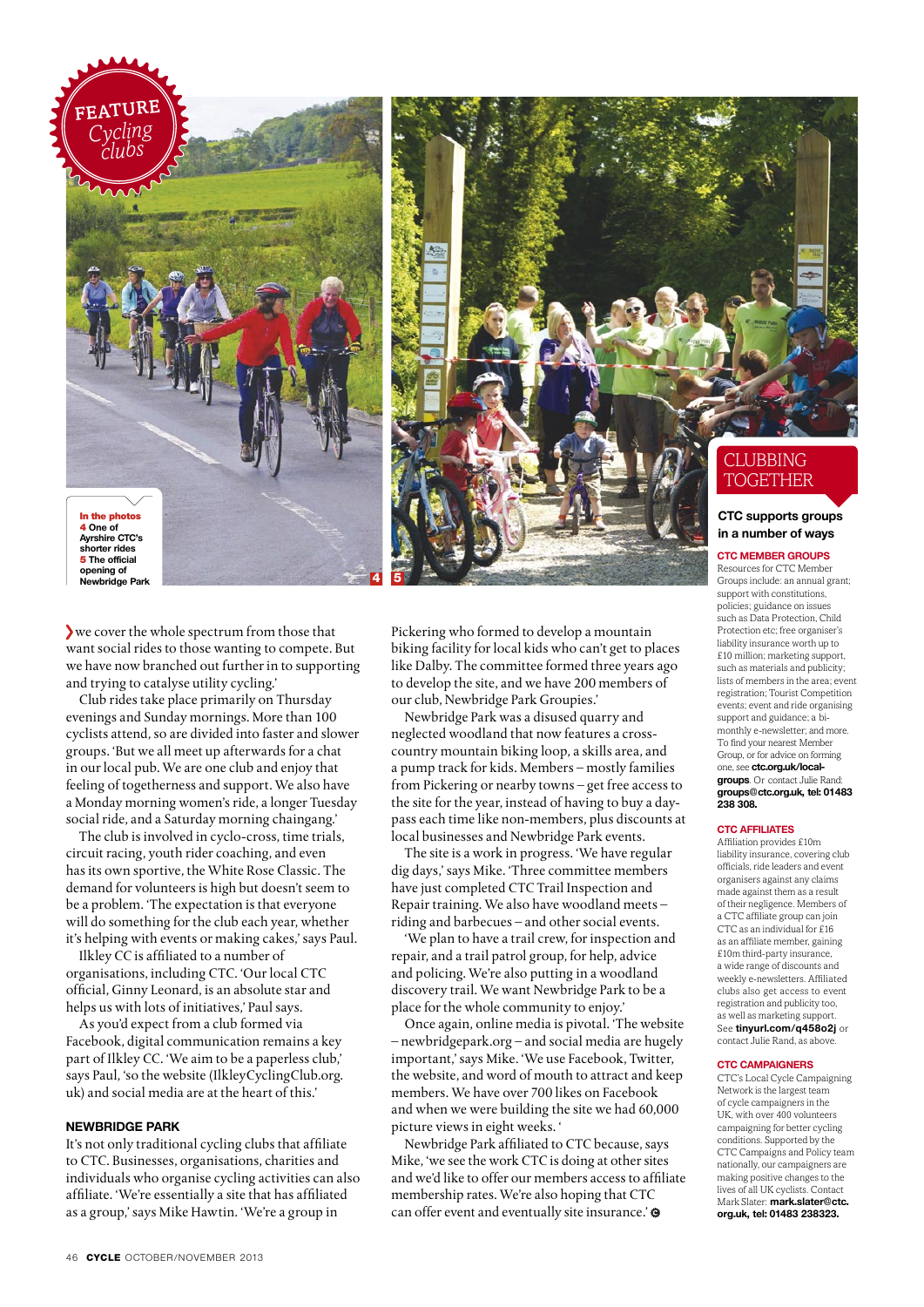FEATURE
Cycling clubs

**In the photos**
**4** One of Ayrshire CTC's shorter rides
**5** The official opening of Newbridge Park

we cover the whole spectrum from those that want social rides to those wanting to compete. But we have now branched out further in to supporting and trying to catalyse utility cycling.'

Club rides take place primarily on Thursday evenings and Sunday mornings. More than 100 cyclists attend, so are divided into faster and slower groups. 'But we all meet up afterwards for a chat in our local pub. We are one club and enjoy that feeling of togetherness and support. We also have a Monday morning women's ride, a longer Tuesday social ride, and a Saturday morning chaingang.'

The club is involved in cyclo-cross, time trials, circuit racing, youth rider coaching, and even has its own sportive, the White Rose Classic. The demand for volunteers is high but doesn't seem to be a problem. 'The expectation is that everyone will do something for the club each year, whether it's helping with events or making cakes,' says Paul.

Ilkley CC is affiliated to a number of organisations, including CTC. 'Our local CTC official, Ginny Leonard, is an absolute star and helps us with lots of initiatives,' Paul says.

As you'd expect from a club formed via Facebook, digital communication remains a key part of Ilkley CC. 'We aim to be a paperless club,' says Paul, 'so the website (IlkleyCyclingClub.org.uk) and social media are at the heart of this.'

## NEWBRIDGE PARK

It's not only traditional cycling clubs that affiliate to CTC. Businesses, organisations, charities and individuals who organise cycling activities can also affiliate. 'We're essentially a site that has affiliated as a group,' says Mike Hawtin. 'We're a group in Pickering who formed to develop a mountain biking facility for local kids who can't get to places like Dalby. The committee formed three years ago to develop the site, and we have 200 members of our club, Newbridge Park Groupies.'

Newbridge Park was a disused quarry and neglected woodland that now features a cross-country mountain biking loop, a skills area, and a pump track for kids. Members – mostly families from Pickering or nearby towns – get free access to the site for the year, instead of having to buy a day-pass each time like non-members, plus discounts at local businesses and Newbridge Park events.

The site is a work in progress. 'We have regular dig days,' says Mike. 'Three committee members have just completed CTC Trail Inspection and Repair training. We also have woodland meets – riding and barbecues – and other social events.

'We plan to have a trail crew, for inspection and repair, and a trail patrol group, for help, advice and policing. We're also putting in a woodland discovery trail. We want Newbridge Park to be a place for the whole community to enjoy.'

Once again, online media is pivotal. 'The website – newbridgepark.org – and social media are hugely important,' says Mike. 'We use Facebook, Twitter, the website, and word of mouth to attract and keep members. We have over 700 likes on Facebook and when we were building the site we had 60,000 picture views in eight weeks. '

Newbridge Park affiliated to CTC because, says Mike, 'we see the work CTC is doing at other sites and we'd like to offer our members access to affiliate membership rates. We're also hoping that CTC can offer event and eventually site insurance.'

## CLUBBING TOGETHER

**CTC supports groups in a number of ways**

**CTC MEMBER GROUPS**
Resources for CTC Member Groups include: an annual grant; support with constitutions, policies; guidance on issues such as Data Protection, Child Protection etc; free organiser's liability insurance worth up to £10 million; marketing support, such as materials and publicity; lists of members in the area; event registration; Tourist Competition events; event and ride organising support and guidance; a bi-monthly e-newsletter; and more. To find your nearest Member Group, or for advice on forming one, see **ctc.org.uk/local-groups**. Or contact Julie Rand: **groups@ctc.org.uk, tel: 01483 238 308.**

**CTC AFFILIATES**
Affiliation provides £10m liability insurance, covering club officials, ride leaders and event organisers against any claims made against them as a result of their negligence. Members of a CTC affiliate group can join CTC as an individual for £16 as an affiliate member, gaining £10m third-party insurance, a wide range of discounts and weekly e-newsletters. Affiliated clubs also get access to event registration and publicity too, as well as marketing support. See **tinyurl.com/q458o2j** or contact Julie Rand, as above.

**CTC CAMPAIGNERS**
CTC's Local Cycle Campaigning Network is the largest team of cycle campaigners in the UK, with over 400 volunteers campaigning for better cycling conditions. Supported by the CTC Campaigns and Policy team nationally, our campaigners are making positive changes to the lives of all UK cyclists. Contact Mark Slater: **mark.slater@ctc.org.uk, tel: 01483 238323.**